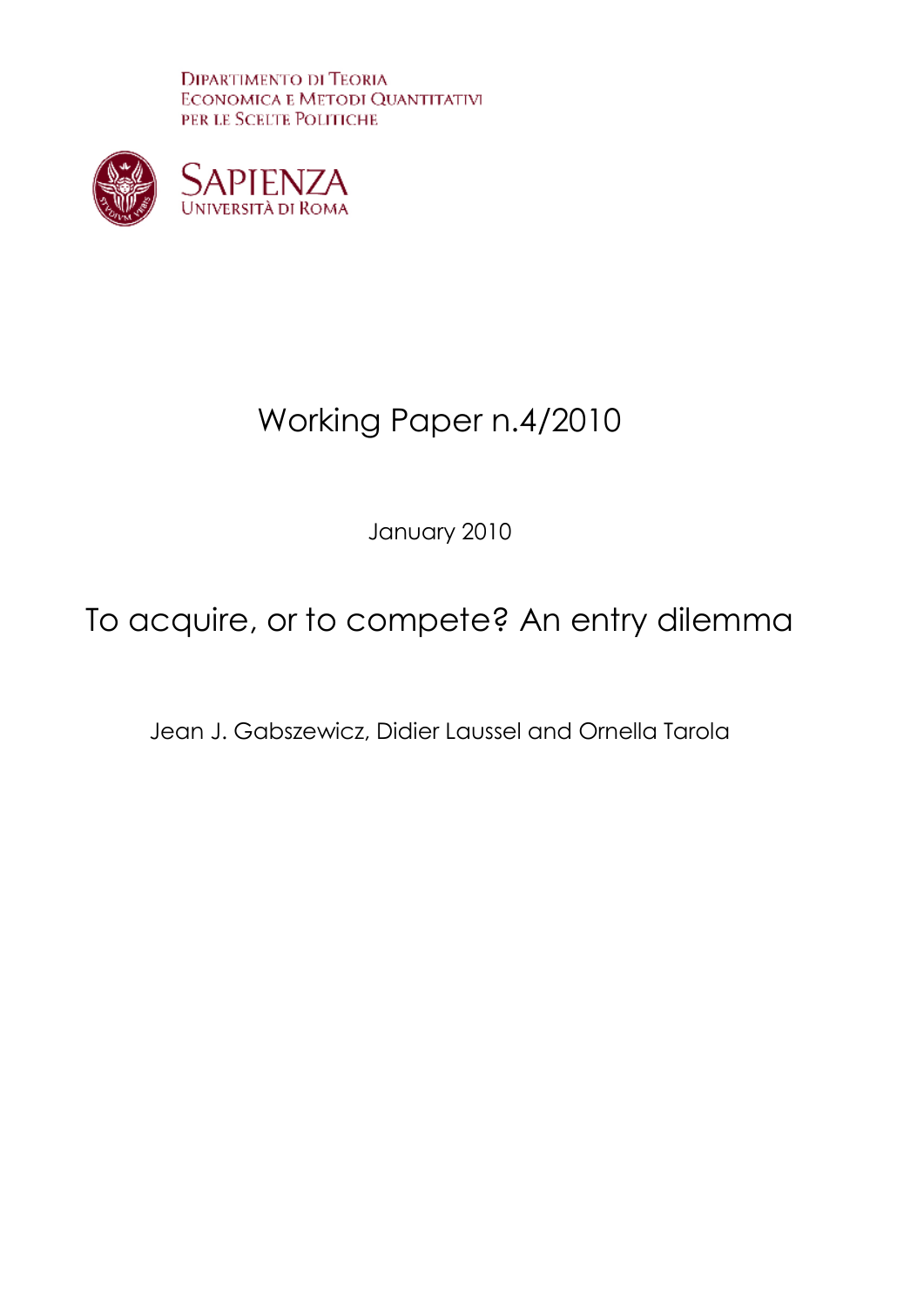Dipartimento di Teoria
Economica e Metodi Quantitativi
per le Scelte Politiche

Sapienza
Università di Roma

# Working Paper n.4/2010

January 2010

# To acquire, or to compete? An entry dilemma

Jean J. Gabszewicz, Didier Laussel and Ornella Tarola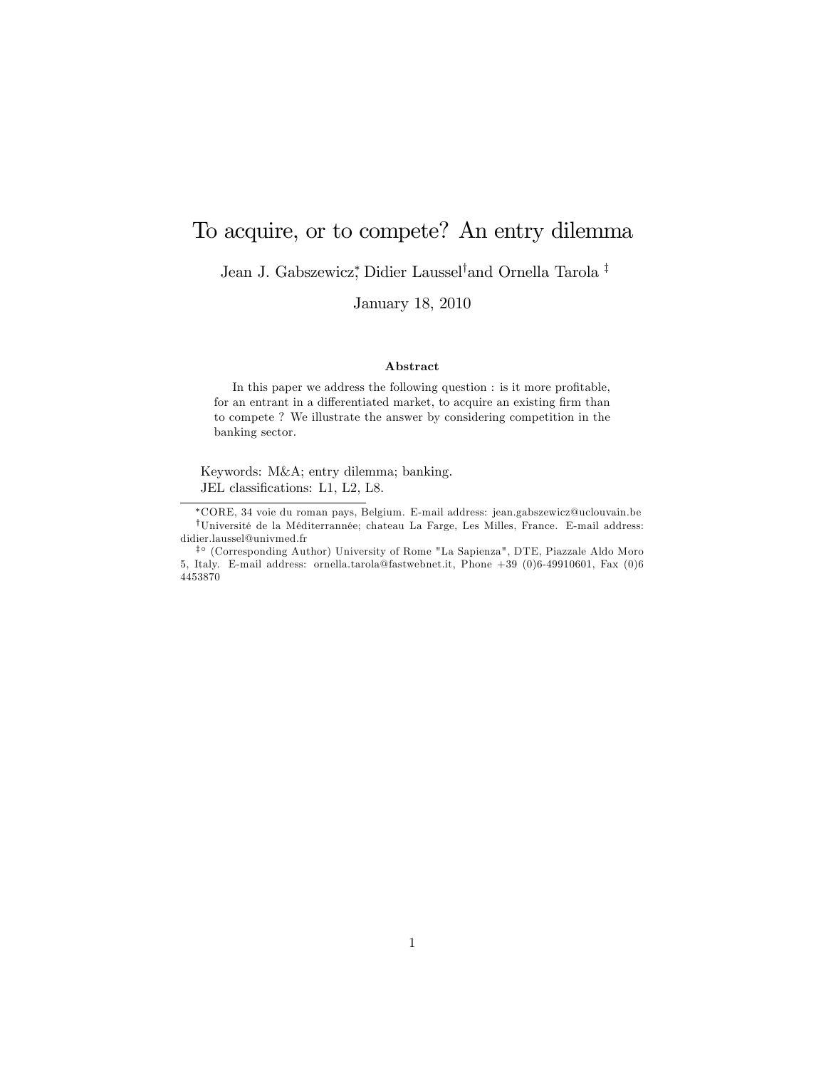# To acquire, or to compete? An entry dilemma

Jean J. Gabszewicz[*], Didier Laussel[†] and Ornella Tarola [‡]

January 18, 2010

### Abstract

In this paper we address the following question : is it more profitable, for an entrant in a differentiated market, to acquire an existing firm than to compete ? We illustrate the answer by considering competition in the banking sector.

Keywords: M&A; entry dilemma; banking.
JEL classifications: L1, L2, L8.

---

[*] CORE, 34 voie du roman pays, Belgium. E-mail address: jean.gabszewicz@uclouvain.be

[†] Université de la Méditerrannée; chateau La Farge, Les Milles, France. E-mail address: didier.laussel@univmed.fr

[‡◦] (Corresponding Author) University of Rome "La Sapienza", DTE, Piazzale Aldo Moro 5, Italy. E-mail address: ornella.tarola@fastwebnet.it, Phone +39 (0)6-49910601, Fax (0)6 4453870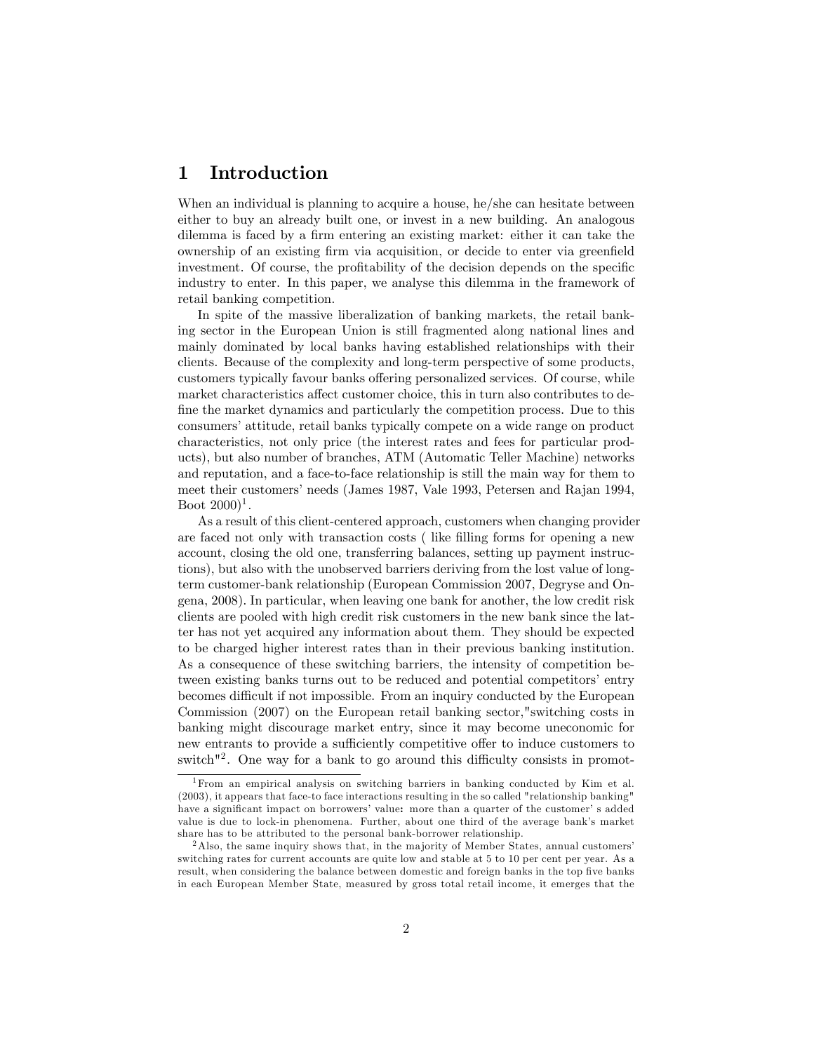# 1 Introduction

When an individual is planning to acquire a house, he/she can hesitate between either to buy an already built one, or invest in a new building. An analogous dilemma is faced by a firm entering an existing market: either it can take the ownership of an existing firm via acquisition, or decide to enter via greenfield investment. Of course, the profitability of the decision depends on the specific industry to enter. In this paper, we analyse this dilemma in the framework of retail banking competition.

In spite of the massive liberalization of banking markets, the retail banking sector in the European Union is still fragmented along national lines and mainly dominated by local banks having established relationships with their clients. Because of the complexity and long-term perspective of some products, customers typically favour banks offering personalized services. Of course, while market characteristics affect customer choice, this in turn also contributes to define the market dynamics and particularly the competition process. Due to this consumers' attitude, retail banks typically compete on a wide range on product characteristics, not only price (the interest rates and fees for particular products), but also number of branches, ATM (Automatic Teller Machine) networks and reputation, and a face-to-face relationship is still the main way for them to meet their customers' needs (James 1987, Vale 1993, Petersen and Rajan 1994, Boot 2000)[1].

As a result of this client-centered approach, customers when changing provider are faced not only with transaction costs ( like filling forms for opening a new account, closing the old one, transferring balances, setting up payment instructions), but also with the unobserved barriers deriving from the lost value of long-term customer-bank relationship (European Commission 2007, Degryse and Ongena, 2008). In particular, when leaving one bank for another, the low credit risk clients are pooled with high credit risk customers in the new bank since the latter has not yet acquired any information about them. They should be expected to be charged higher interest rates than in their previous banking institution. As a consequence of these switching barriers, the intensity of competition between existing banks turns out to be reduced and potential competitors' entry becomes difficult if not impossible. From an inquiry conducted by the European Commission (2007) on the European retail banking sector,"switching costs in banking might discourage market entry, since it may become uneconomic for new entrants to provide a sufficiently competitive offer to induce customers to switch"[2]. One way for a bank to go around this difficulty consists in promot-

---

[1] From an empirical analysis on switching barriers in banking conducted by Kim et al. (2003), it appears that face-to face interactions resulting in the so called "relationship banking" have a significant impact on borrowers' value: more than a quarter of the customer' s added value is due to lock-in phenomena. Further, about one third of the average bank's market share has to be attributed to the personal bank-borrower relationship.

[2] Also, the same inquiry shows that, in the majority of Member States, annual customers' switching rates for current accounts are quite low and stable at 5 to 10 per cent per year. As a result, when considering the balance between domestic and foreign banks in the top five banks in each European Member State, measured by gross total retail income, it emerges that the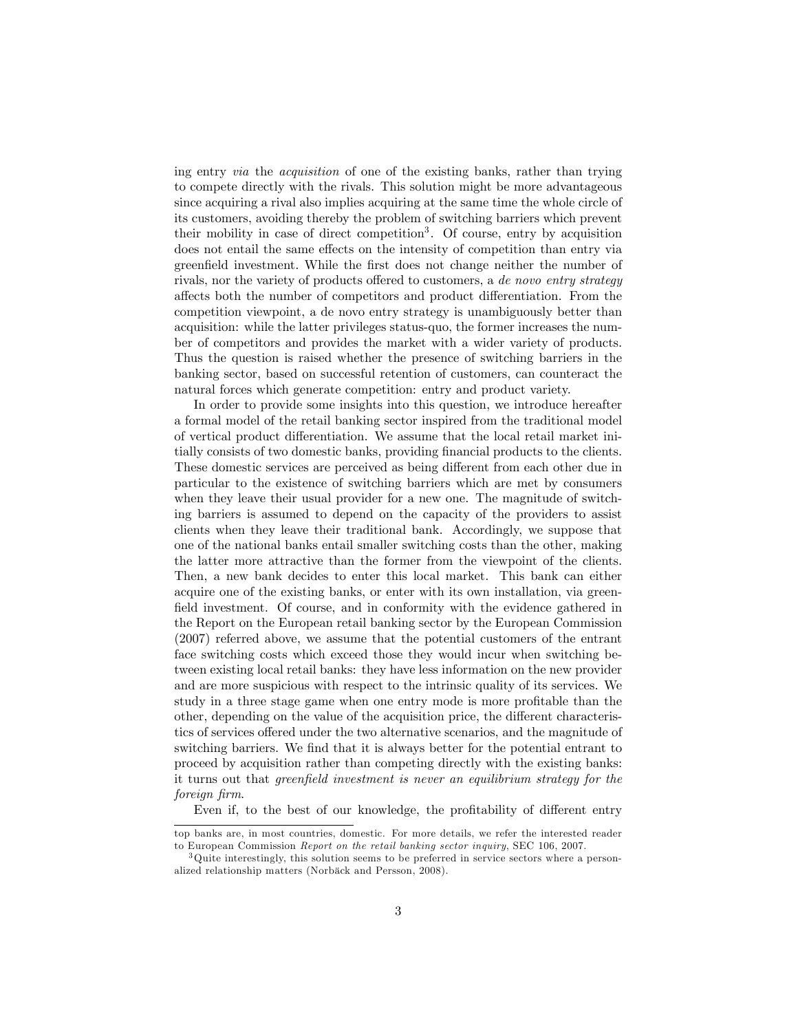ing entry *via* the *acquisition* of one of the existing banks, rather than trying to compete directly with the rivals. This solution might be more advantageous since acquiring a rival also implies acquiring at the same time the whole circle of its customers, avoiding thereby the problem of switching barriers which prevent their mobility in case of direct competition[3]. Of course, entry by acquisition does not entail the same effects on the intensity of competition than entry via greenfield investment. While the first does not change neither the number of rivals, nor the variety of products offered to customers, a *de novo entry strategy* affects both the number of competitors and product differentiation. From the competition viewpoint, a de novo entry strategy is unambiguously better than acquisition: while the latter privileges status-quo, the former increases the number of competitors and provides the market with a wider variety of products. Thus the question is raised whether the presence of switching barriers in the banking sector, based on successful retention of customers, can counteract the natural forces which generate competition: entry and product variety.

In order to provide some insights into this question, we introduce hereafter a formal model of the retail banking sector inspired from the traditional model of vertical product differentiation. We assume that the local retail market initially consists of two domestic banks, providing financial products to the clients. These domestic services are perceived as being different from each other due in particular to the existence of switching barriers which are met by consumers when they leave their usual provider for a new one. The magnitude of switching barriers is assumed to depend on the capacity of the providers to assist clients when they leave their traditional bank. Accordingly, we suppose that one of the national banks entail smaller switching costs than the other, making the latter more attractive than the former from the viewpoint of the clients. Then, a new bank decides to enter this local market. This bank can either acquire one of the existing banks, or enter with its own installation, via greenfield investment. Of course, and in conformity with the evidence gathered in the Report on the European retail banking sector by the European Commission (2007) referred above, we assume that the potential customers of the entrant face switching costs which exceed those they would incur when switching between existing local retail banks: they have less information on the new provider and are more suspicious with respect to the intrinsic quality of its services. We study in a three stage game when one entry mode is more profitable than the other, depending on the value of the acquisition price, the different characteristics of services offered under the two alternative scenarios, and the magnitude of switching barriers. We find that it is always better for the potential entrant to proceed by acquisition rather than competing directly with the existing banks: it turns out that *greenfield investment is never an equilibrium strategy for the foreign firm*.

Even if, to the best of our knowledge, the profitability of different entry

top banks are, in most countries, domestic. For more details, we refer the interested reader to European Commission *Report on the retail banking sector inquiry*, SEC 106, 2007.

[3]Quite interestingly, this solution seems to be preferred in service sectors where a personalized relationship matters (Norbäck and Persson, 2008).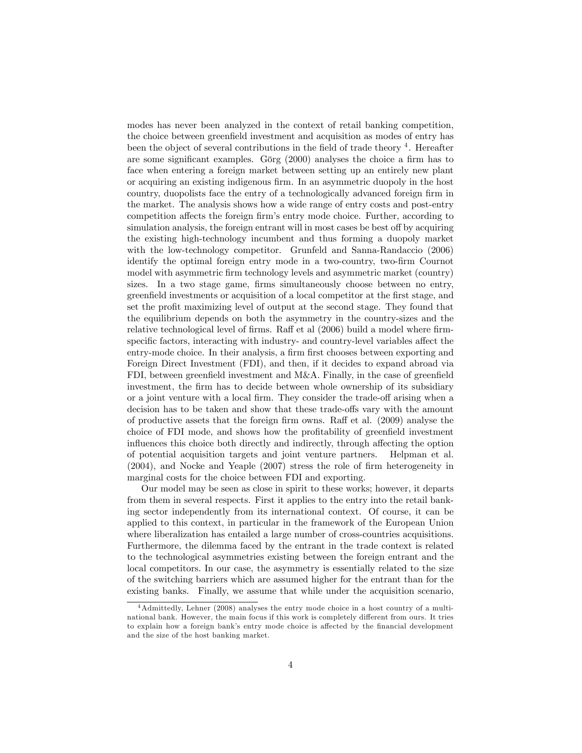modes has never been analyzed in the context of retail banking competition, the choice between greenfield investment and acquisition as modes of entry has been the object of several contributions in the field of trade theory [4]. Hereafter are some significant examples. Görg (2000) analyses the choice a firm has to face when entering a foreign market between setting up an entirely new plant or acquiring an existing indigenous firm. In an asymmetric duopoly in the host country, duopolists face the entry of a technologically advanced foreign firm in the market. The analysis shows how a wide range of entry costs and post-entry competition affects the foreign firm's entry mode choice. Further, according to simulation analysis, the foreign entrant will in most cases be best off by acquiring the existing high-technology incumbent and thus forming a duopoly market with the low-technology competitor. Grunfeld and Sanna-Randaccio (2006) identify the optimal foreign entry mode in a two-country, two-firm Cournot model with asymmetric firm technology levels and asymmetric market (country) sizes. In a two stage game, firms simultaneously choose between no entry, greenfield investments or acquisition of a local competitor at the first stage, and set the profit maximizing level of output at the second stage. They found that the equilibrium depends on both the asymmetry in the country-sizes and the relative technological level of firms. Raff et al (2006) build a model where firm-specific factors, interacting with industry- and country-level variables affect the entry-mode choice. In their analysis, a firm first chooses between exporting and Foreign Direct Investment (FDI), and then, if it decides to expand abroad via FDI, between greenfield investment and M&A. Finally, in the case of greenfield investment, the firm has to decide between whole ownership of its subsidiary or a joint venture with a local firm. They consider the trade-off arising when a decision has to be taken and show that these trade-offs vary with the amount of productive assets that the foreign firm owns. Raff et al. (2009) analyse the choice of FDI mode, and shows how the profitability of greenfield investment influences this choice both directly and indirectly, through affecting the option of potential acquisition targets and joint venture partners. Helpman et al. (2004), and Nocke and Yeaple (2007) stress the role of firm heterogeneity in marginal costs for the choice between FDI and exporting.

Our model may be seen as close in spirit to these works; however, it departs from them in several respects. First it applies to the entry into the retail banking sector independently from its international context. Of course, it can be applied to this context, in particular in the framework of the European Union where liberalization has entailed a large number of cross-countries acquisitions. Furthermore, the dilemma faced by the entrant in the trade context is related to the technological asymmetries existing between the foreign entrant and the local competitors. In our case, the asymmetry is essentially related to the size of the switching barriers which are assumed higher for the entrant than for the existing banks. Finally, we assume that while under the acquisition scenario,

[4] Admittedly, Lehner (2008) analyses the entry mode choice in a host country of a multinational bank. However, the main focus if this work is completely different from ours. It tries to explain how a foreign bank's entry mode choice is affected by the financial development and the size of the host banking market.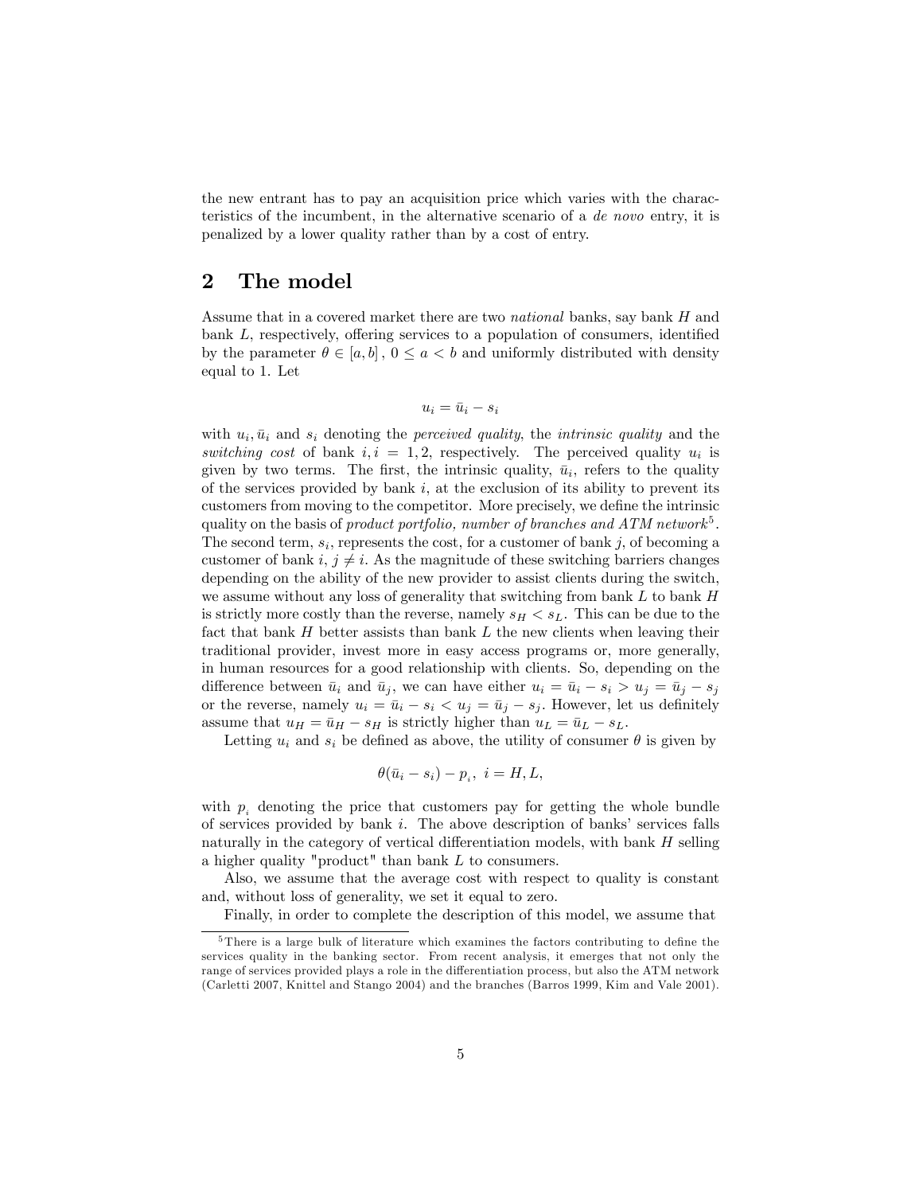the new entrant has to pay an acquisition price which varies with the characteristics of the incumbent, in the alternative scenario of a *de novo* entry, it is penalized by a lower quality rather than by a cost of entry.

## 2 The model

Assume that in a covered market there are two *national* banks, say bank $H$ and bank $L$, respectively, offering services to a population of consumers, identified by the parameter $\theta \in [a, b]$, $0 \leq a < b$ and uniformly distributed with density equal to 1. Let

$$u_i = \bar{u}_i - s_i$$

with $u_i, \bar{u}_i$ and $s_i$ denoting the *perceived quality*, the *intrinsic quality* and the *switching cost* of bank $i, i = 1, 2$, respectively. The perceived quality $u_i$ is given by two terms. The first, the intrinsic quality, $\bar{u}_i$, refers to the quality of the services provided by bank $i$, at the exclusion of its ability to prevent its customers from moving to the competitor. More precisely, we define the intrinsic quality on the basis of *product portfolio, number of branches and ATM network*[5]. The second term, $s_i$, represents the cost, for a customer of bank $j$, of becoming a customer of bank $i$, $j \neq i$. As the magnitude of these switching barriers changes depending on the ability of the new provider to assist clients during the switch, we assume without any loss of generality that switching from bank $L$ to bank $H$ is strictly more costly than the reverse, namely $s_H < s_L$. This can be due to the fact that bank $H$ better assists than bank $L$ the new clients when leaving their traditional provider, invest more in easy access programs or, more generally, in human resources for a good relationship with clients. So, depending on the difference between $\bar{u}_i$ and $\bar{u}_j$, we can have either $u_i = \bar{u}_i - s_i > u_j = \bar{u}_j - s_j$ or the reverse, namely $u_i = \bar{u}_i - s_i < u_j = \bar{u}_j - s_j$. However, let us definitely assume that $u_H = \bar{u}_H - s_H$ is strictly higher than $u_L = \bar{u}_L - s_L$.

Letting $u_i$ and $s_i$ be defined as above, the utility of consumer $\theta$ is given by

$$\theta(\bar{u}_i - s_i) - p_i, \; i = H, L,$$

with $p_i$ denoting the price that customers pay for getting the whole bundle of services provided by bank $i$. The above description of banks' services falls naturally in the category of vertical differentiation models, with bank $H$ selling a higher quality "product" than bank $L$ to consumers.

Also, we assume that the average cost with respect to quality is constant and, without loss of generality, we set it equal to zero.

Finally, in order to complete the description of this model, we assume that

[5] There is a large bulk of literature which examines the factors contributing to define the services quality in the banking sector. From recent analysis, it emerges that not only the range of services provided plays a role in the differentiation process, but also the ATM network (Carletti 2007, Knittel and Stango 2004) and the branches (Barros 1999, Kim and Vale 2001).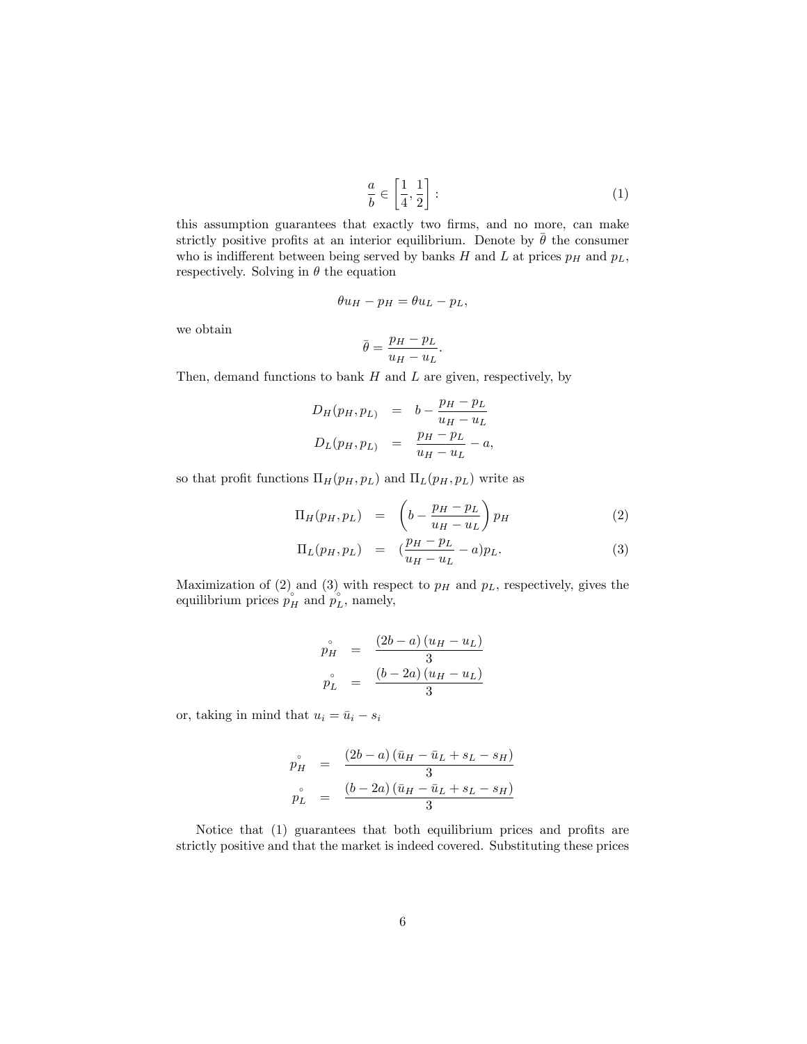$$\frac{a}{b} \in \left[\frac{1}{4}, \frac{1}{2}\right] : \tag{1}$$

this assumption guarantees that exactly two firms, and no more, can make strictly positive profits at an interior equilibrium. Denote by $\bar{\theta}$ the consumer who is indifferent between being served by banks $H$ and $L$ at prices $p_H$ and $p_L$, respectively. Solving in $\theta$ the equation

$$\theta u_H - p_H = \theta u_L - p_L,$$

we obtain

$$\bar{\theta} = \frac{p_H - p_L}{u_H - u_L}.$$

Then, demand functions to bank $H$ and $L$ are given, respectively, by

$$\begin{aligned}
D_H(p_H, p_{L)} &= b - \frac{p_H - p_L}{u_H - u_L} \\
D_L(p_H, p_{L)} &= \frac{p_H - p_L}{u_H - u_L} - a,
\end{aligned}$$

so that profit functions $\Pi_H(p_H, p_L)$ and $\Pi_L(p_H, p_L)$ write as

$$\Pi_H(p_H, p_L) = \left(b - \frac{p_H - p_L}{u_H - u_L}\right) p_H \tag{2}$$

$$\Pi_L(p_H, p_L) = (\frac{p_H - p_L}{u_H - u_L} - a) p_L. \tag{3}$$

Maximization of (2) and (3) with respect to $p_H$ and $p_L$, respectively, gives the equilibrium prices $\overset{\circ}{p}_H$ and $\overset{\circ}{p}_L$, namely,

$$\begin{aligned}
\overset{\circ}{p}_H &= \frac{(2b - a)(u_H - u_L)}{3} \\
\overset{\circ}{p}_L &= \frac{(b - 2a)(u_H - u_L)}{3}
\end{aligned}$$

or, taking in mind that $u_i = \bar{u}_i - s_i$

$$\begin{aligned}
\overset{\circ}{p}_H &= \frac{(2b - a)(\bar{u}_H - \bar{u}_L + s_L - s_H)}{3} \\
\overset{\circ}{p}_L &= \frac{(b - 2a)(\bar{u}_H - \bar{u}_L + s_L - s_H)}{3}
\end{aligned}$$

Notice that (1) guarantees that both equilibrium prices and profits are strictly positive and that the market is indeed covered. Substituting these prices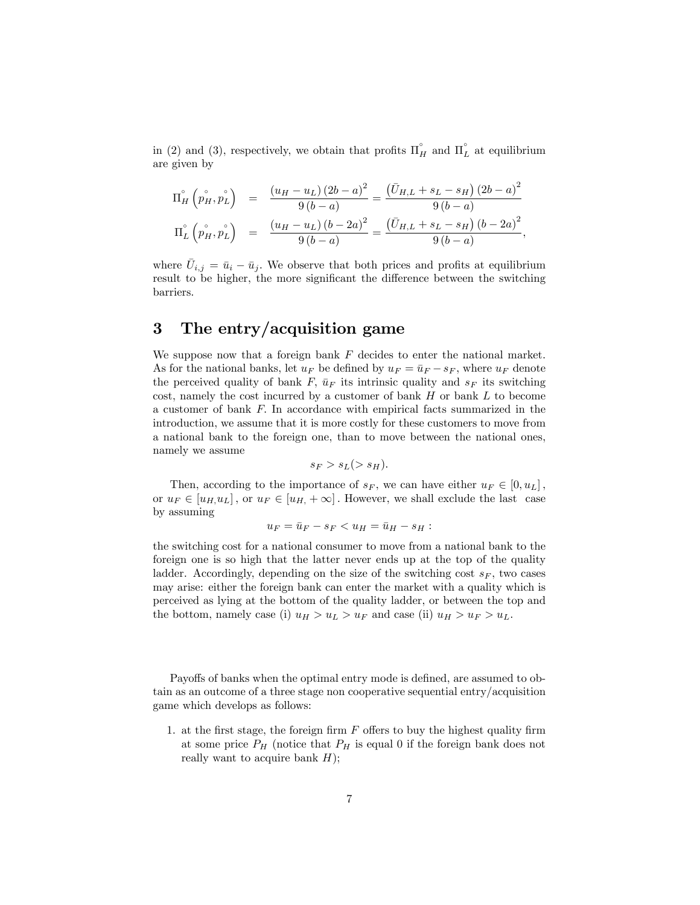in (2) and (3), respectively, we obtain that profits $\Pi_H^\circ$ and $\Pi_L^\circ$ at equilibrium are given by

$$\Pi_H^\circ\left(\overset{\circ}{p}_H, \overset{\circ}{p}_L\right) = \frac{(u_H - u_L)(2b-a)^2}{9(b-a)} = \frac{\left(\bar{U}_{H,L} + s_L - s_H\right)(2b-a)^2}{9(b-a)}$$

$$\Pi_L^\circ\left(\overset{\circ}{p}_H, \overset{\circ}{p}_L\right) = \frac{(u_H - u_L)(b-2a)^2}{9(b-a)} = \frac{\left(\bar{U}_{H,L} + s_L - s_H\right)(b-2a)^2}{9(b-a)},$$

where $\bar{U}_{i,j} = \bar{u}_i - \bar{u}_j$. We observe that both prices and profits at equilibrium result to be higher, the more significant the difference between the switching barriers.

## 3 The entry/acquisition game

We suppose now that a foreign bank $F$ decides to enter the national market. As for the national banks, let $u_F$ be defined by $u_F = \bar{u}_F - s_F$, where $u_F$ denote the perceived quality of bank $F$, $\bar{u}_F$ its intrinsic quality and $s_F$ its switching cost, namely the cost incurred by a customer of bank $H$ or bank $L$ to become a customer of bank $F$. In accordance with empirical facts summarized in the introduction, we assume that it is more costly for these customers to move from a national bank to the foreign one, than to move between the national ones, namely we assume

$$s_F > s_L (> s_H).$$

Then, according to the importance of $s_F$, we can have either $u_F \in [0, u_L]$, or $u_F \in [u_H, u_L]$, or $u_F \in [u_H, +\infty]$. However, we shall exclude the last case by assuming

$$u_F = \bar{u}_F - s_F < u_H = \bar{u}_H - s_H :$$

the switching cost for a national consumer to move from a national bank to the foreign one is so high that the latter never ends up at the top of the quality ladder. Accordingly, depending on the size of the switching cost $s_F$, two cases may arise: either the foreign bank can enter the market with a quality which is perceived as lying at the bottom of the quality ladder, or between the top and the bottom, namely case (i) $u_H > u_L > u_F$ and case (ii) $u_H > u_F > u_L$.

Payoffs of banks when the optimal entry mode is defined, are assumed to obtain as an outcome of a three stage non cooperative sequential entry/acquisition game which develops as follows:

1. at the first stage, the foreign firm $F$ offers to buy the highest quality firm at some price $P_H$ (notice that $P_H$ is equal 0 if the foreign bank does not really want to acquire bank $H$);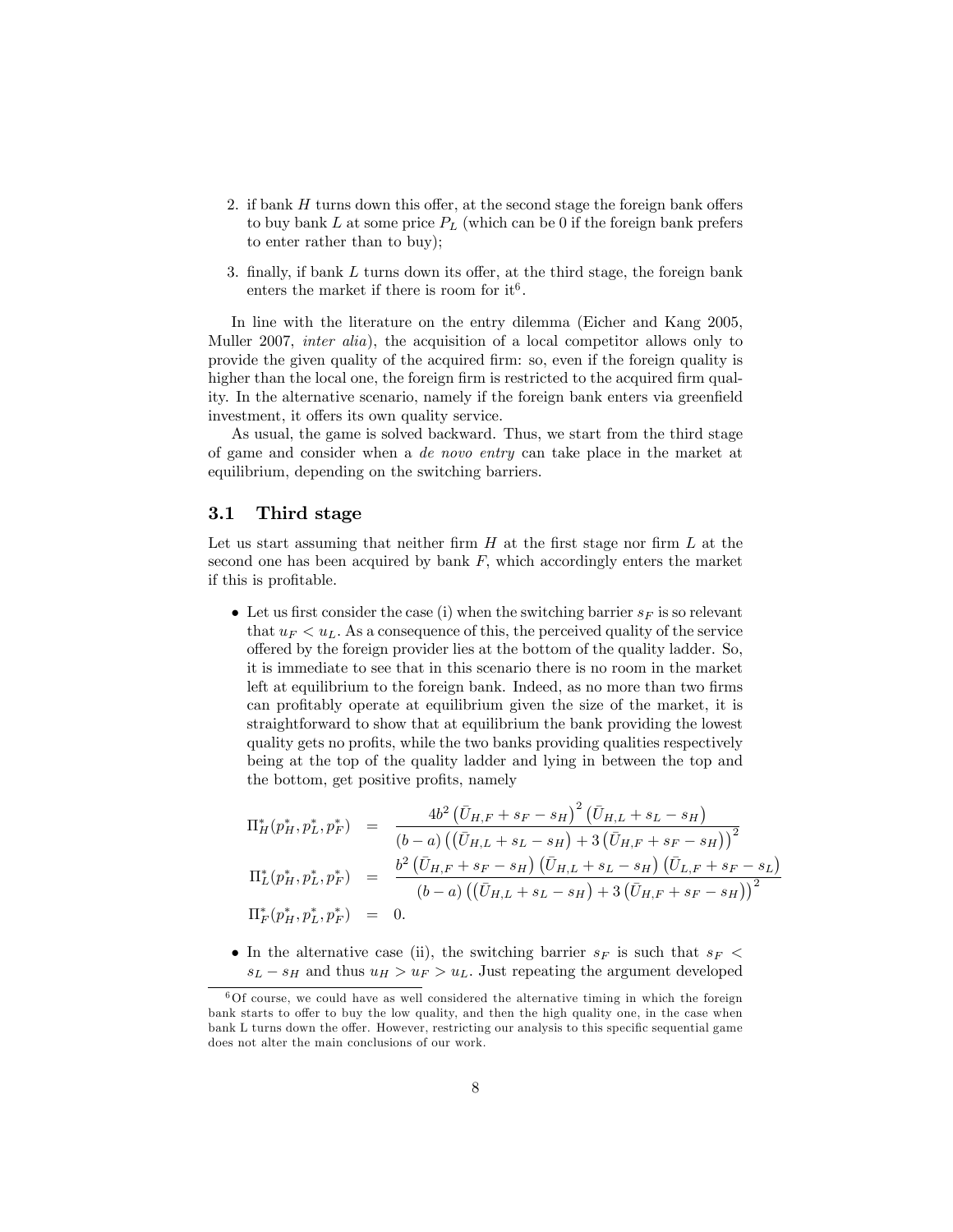2. if bank $H$ turns down this offer, at the second stage the foreign bank offers to buy bank $L$ at some price $P_L$ (which can be 0 if the foreign bank prefers to enter rather than to buy);

3. finally, if bank $L$ turns down its offer, at the third stage, the foreign bank enters the market if there is room for it[6].

In line with the literature on the entry dilemma (Eicher and Kang 2005, Muller 2007, *inter alia*), the acquisition of a local competitor allows only to provide the given quality of the acquired firm: so, even if the foreign quality is higher than the local one, the foreign firm is restricted to the acquired firm quality. In the alternative scenario, namely if the foreign bank enters via greenfield investment, it offers its own quality service.

As usual, the game is solved backward. Thus, we start from the third stage of game and consider when a *de novo entry* can take place in the market at equilibrium, depending on the switching barriers.

### 3.1 Third stage

Let us start assuming that neither firm $H$ at the first stage nor firm $L$ at the second one has been acquired by bank $F$, which accordingly enters the market if this is profitable.

- Let us first consider the case (i) when the switching barrier $s_F$ is so relevant that $u_F < u_L$. As a consequence of this, the perceived quality of the service offered by the foreign provider lies at the bottom of the quality ladder. So, it is immediate to see that in this scenario there is no room in the market left at equilibrium to the foreign bank. Indeed, as no more than two firms can profitably operate at equilibrium given the size of the market, it is straightforward to show that at equilibrium the bank providing the lowest quality gets no profits, while the two banks providing qualities respectively being at the top of the quality ladder and lying in between the top and the bottom, get positive profits, namely

$$
\begin{aligned}
\Pi_H^*(p_H^*, p_L^*, p_F^*) &= \frac{4b^2\left(\bar{U}_{H,F} + s_F - s_H\right)^2\left(\bar{U}_{H,L} + s_L - s_H\right)}{(b-a)\left(\left(\bar{U}_{H,L} + s_L - s_H\right) + 3\left(\bar{U}_{H,F} + s_F - s_H\right)\right)^2} \\
\Pi_L^*(p_H^*, p_L^*, p_F^*) &= \frac{b^2\left(\bar{U}_{H,F} + s_F - s_H\right)\left(\bar{U}_{H,L} + s_L - s_H\right)\left(\bar{U}_{L,F} + s_F - s_L\right)}{(b-a)\left(\left(\bar{U}_{H,L} + s_L - s_H\right) + 3\left(\bar{U}_{H,F} + s_F - s_H\right)\right)^2} \\
\Pi_F^*(p_H^*, p_L^*, p_F^*) &= 0.
\end{aligned}
$$

- In the alternative case (ii), the switching barrier $s_F$ is such that $s_F < s_L - s_H$ and thus $u_H > u_F > u_L$. Just repeating the argument developed

[6] Of course, we could have as well considered the alternative timing in which the foreign bank starts to offer to buy the low quality, and then the high quality one, in the case when bank L turns down the offer. However, restricting our analysis to this specific sequential game does not alter the main conclusions of our work.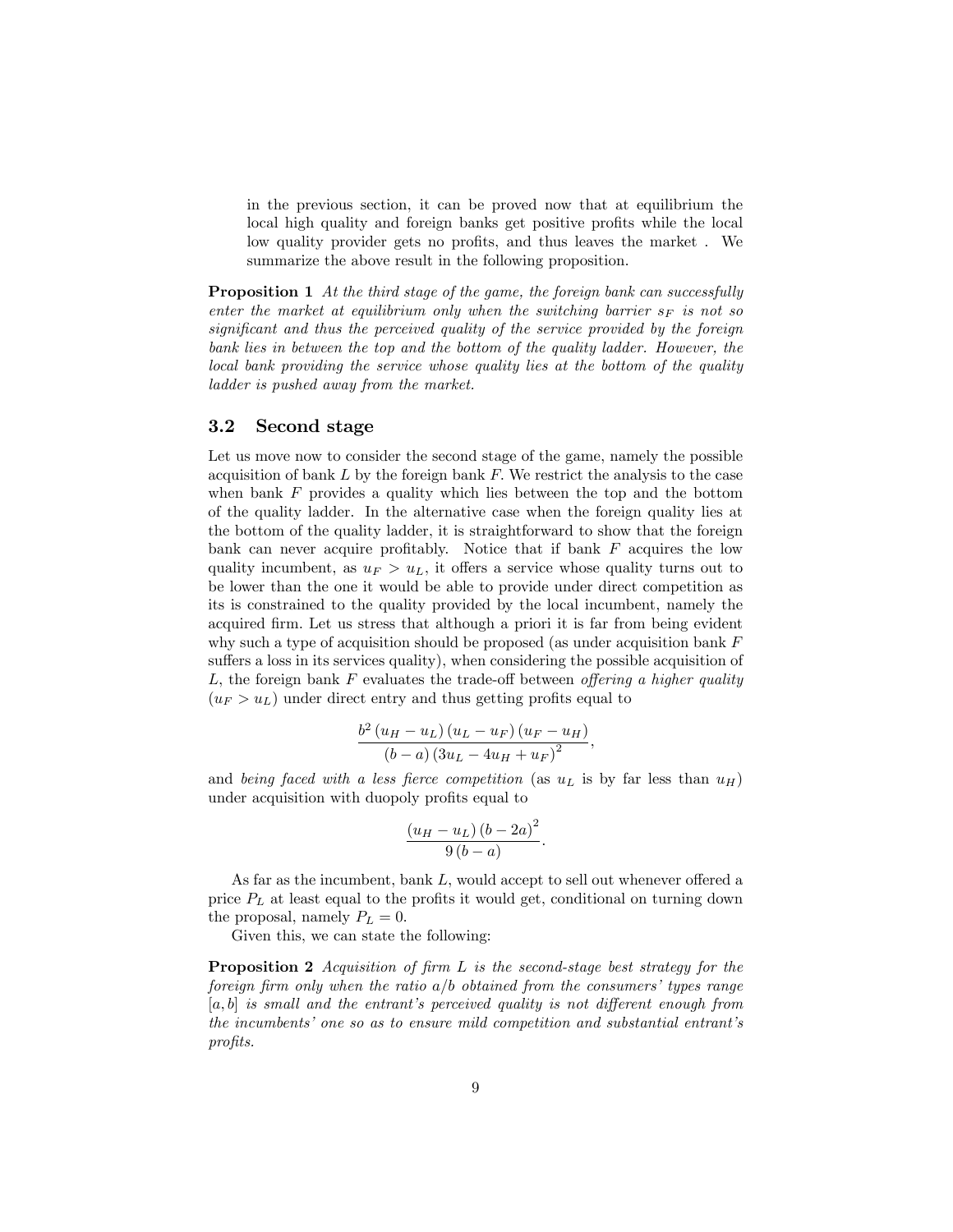in the previous section, it can be proved now that at equilibrium the local high quality and foreign banks get positive profits while the local low quality provider gets no profits, and thus leaves the market . We summarize the above result in the following proposition.

**Proposition 1** *At the third stage of the game, the foreign bank can successfully enter the market at equilibrium only when the switching barrier $s_F$ is not so significant and thus the perceived quality of the service provided by the foreign bank lies in between the top and the bottom of the quality ladder. However, the local bank providing the service whose quality lies at the bottom of the quality ladder is pushed away from the market.*

### 3.2 Second stage

Let us move now to consider the second stage of the game, namely the possible acquisition of bank $L$ by the foreign bank $F$. We restrict the analysis to the case when bank $F$ provides a quality which lies between the top and the bottom of the quality ladder. In the alternative case when the foreign quality lies at the bottom of the quality ladder, it is straightforward to show that the foreign bank can never acquire profitably. Notice that if bank $F$ acquires the low quality incumbent, as $u_F > u_L$, it offers a service whose quality turns out to be lower than the one it would be able to provide under direct competition as its is constrained to the quality provided by the local incumbent, namely the acquired firm. Let us stress that although a priori it is far from being evident why such a type of acquisition should be proposed (as under acquisition bank $F$ suffers a loss in its services quality), when considering the possible acquisition of $L$, the foreign bank $F$ evaluates the trade-off between *offering a higher quality* ($u_F > u_L$) under direct entry and thus getting profits equal to

$$\frac{b^2 (u_H - u_L)(u_L - u_F)(u_F - u_H)}{(b-a)(3u_L - 4u_H + u_F)^2},$$

and *being faced with a less fierce competition* (as $u_L$ is by far less than $u_H$) under acquisition with duopoly profits equal to

$$\frac{(u_H - u_L)(b - 2a)^2}{9(b-a)}.$$

As far as the incumbent, bank $L$, would accept to sell out whenever offered a price $P_L$ at least equal to the profits it would get, conditional on turning down the proposal, namely $P_L = 0$.

Given this, we can state the following:

**Proposition 2** *Acquisition of firm $L$ is the second-stage best strategy for the foreign firm only when the ratio $a/b$ obtained from the consumers' types range $[a, b]$ is small and the entrant's perceived quality is not different enough from the incumbents' one so as to ensure mild competition and substantial entrant's profits.*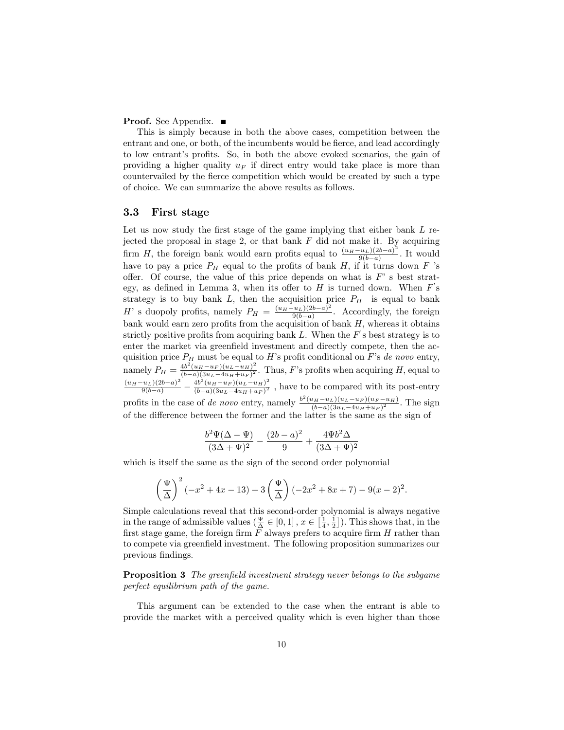**Proof.** See Appendix. ■

This is simply because in both the above cases, competition between the entrant and one, or both, of the incumbents would be fierce, and lead accordingly to low entrant's profits. So, in both the above evoked scenarios, the gain of providing a higher quality $u_F$ if direct entry would take place is more than countervailed by the fierce competition which would be created by such a type of choice. We can summarize the above results as follows.

### 3.3 First stage

Let us now study the first stage of the game implying that either bank $L$ rejected the proposal in stage 2, or that bank $F$ did not make it. By acquiring firm $H$, the foreign bank would earn profits equal to $\frac{(u_H-u_L)(2b-a)^2}{9(b-a)}$. It would have to pay a price $P_H$ equal to the profits of bank $H$, if it turns down $F$ 's offer. Of course, the value of this price depends on what is $F$' s best strategy, as defined in Lemma 3, when its offer to $H$ is turned down. When $F$'s strategy is to buy bank $L$, then the acquisition price $P_H$ is equal to bank $H$' s duopoly profits, namely $P_H = \frac{(u_H-u_L)(2b-a)^2}{9(b-a)}$. Accordingly, the foreign bank would earn zero profits from the acquisition of bank $H$, whereas it obtains strictly positive profits from acquiring bank $L$. When the $F$'s best strategy is to enter the market via greenfield investment and directly compete, then the acquisition price $P_H$ must be equal to $H$'s profit conditional on $F$'s *de novo* entry, namely $P_H = \frac{4b^2(u_H-u_F)(u_L-u_H)^2}{(b-a)(3u_L-4u_H+u_F)^2}$. Thus, $F$'s profits when acquiring $H$, equal to $\frac{(u_H-u_L)(2b-a)^2}{9(b-a)} - \frac{4b^2(u_H-u_F)(u_L-u_H)^2}{(b-a)(3u_L-4u_H+u_F)^2}$ , have to be compared with its post-entry profits in the case of *de novo* entry, namely $\frac{b^2(u_H-u_L)(u_L-u_F)(u_F-u_H)}{(b-a)(3u_L-4u_H+u_F)^2}$. The sign of the difference between the former and the latter is the same as the sign of

$$\frac{b^2\Psi(\Delta-\Psi)}{(3\Delta+\Psi)^2} - \frac{(2b-a)^2}{9} + \frac{4\Psi b^2\Delta}{(3\Delta+\Psi)^2}$$

which is itself the same as the sign of the second order polynomial

$$\left(\frac{\Psi}{\Delta}\right)^2(-x^2+4x-13) + 3\left(\frac{\Psi}{\Delta}\right)(-2x^2+8x+7) - 9(x-2)^2.$$

Simple calculations reveal that this second-order polynomial is always negative in the range of admissible values ($\frac{\Psi}{\Delta} \in [0,1]$, $x \in \left[\frac{1}{4}, \frac{1}{2}\right]$). This shows that, in the first stage game, the foreign firm $F$ always prefers to acquire firm $H$ rather than to compete via greenfield investment. The following proposition summarizes our previous findings.

**Proposition 3** *The greenfield investment strategy never belongs to the subgame perfect equilibrium path of the game.*

This argument can be extended to the case when the entrant is able to provide the market with a perceived quality which is even higher than those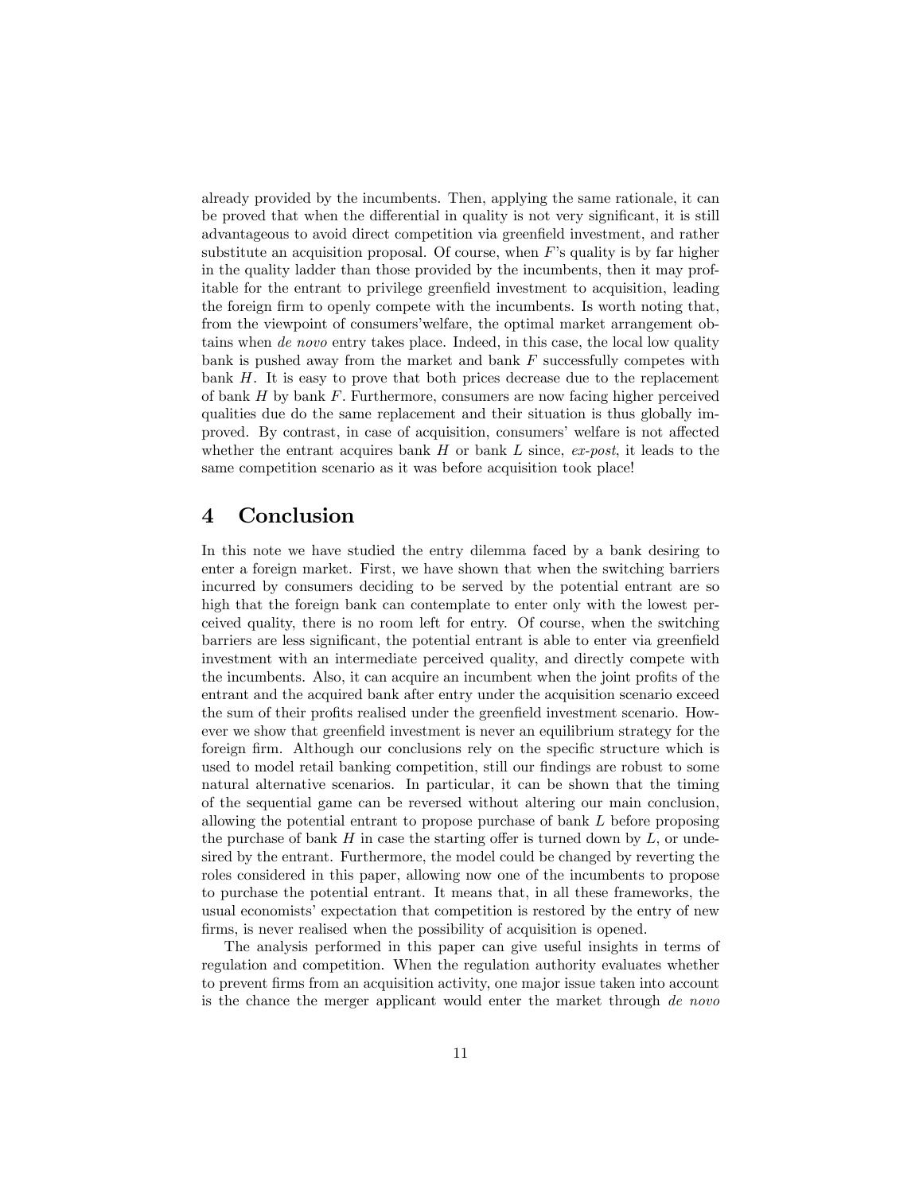already provided by the incumbents. Then, applying the same rationale, it can be proved that when the differential in quality is not very significant, it is still advantageous to avoid direct competition via greenfield investment, and rather substitute an acquisition proposal. Of course, when $F$'s quality is by far higher in the quality ladder than those provided by the incumbents, then it may profitable for the entrant to privilege greenfield investment to acquisition, leading the foreign firm to openly compete with the incumbents. Is worth noting that, from the viewpoint of consumers'welfare, the optimal market arrangement obtains when *de novo* entry takes place. Indeed, in this case, the local low quality bank is pushed away from the market and bank $F$ successfully competes with bank $H$. It is easy to prove that both prices decrease due to the replacement of bank $H$ by bank $F$. Furthermore, consumers are now facing higher perceived qualities due do the same replacement and their situation is thus globally improved. By contrast, in case of acquisition, consumers' welfare is not affected whether the entrant acquires bank $H$ or bank $L$ since, *ex-post*, it leads to the same competition scenario as it was before acquisition took place!

# 4 Conclusion

In this note we have studied the entry dilemma faced by a bank desiring to enter a foreign market. First, we have shown that when the switching barriers incurred by consumers deciding to be served by the potential entrant are so high that the foreign bank can contemplate to enter only with the lowest perceived quality, there is no room left for entry. Of course, when the switching barriers are less significant, the potential entrant is able to enter via greenfield investment with an intermediate perceived quality, and directly compete with the incumbents. Also, it can acquire an incumbent when the joint profits of the entrant and the acquired bank after entry under the acquisition scenario exceed the sum of their profits realised under the greenfield investment scenario. However we show that greenfield investment is never an equilibrium strategy for the foreign firm. Although our conclusions rely on the specific structure which is used to model retail banking competition, still our findings are robust to some natural alternative scenarios. In particular, it can be shown that the timing of the sequential game can be reversed without altering our main conclusion, allowing the potential entrant to propose purchase of bank $L$ before proposing the purchase of bank $H$ in case the starting offer is turned down by $L$, or undesired by the entrant. Furthermore, the model could be changed by reverting the roles considered in this paper, allowing now one of the incumbents to propose to purchase the potential entrant. It means that, in all these frameworks, the usual economists' expectation that competition is restored by the entry of new firms, is never realised when the possibility of acquisition is opened.

The analysis performed in this paper can give useful insights in terms of regulation and competition. When the regulation authority evaluates whether to prevent firms from an acquisition activity, one major issue taken into account is the chance the merger applicant would enter the market through *de novo*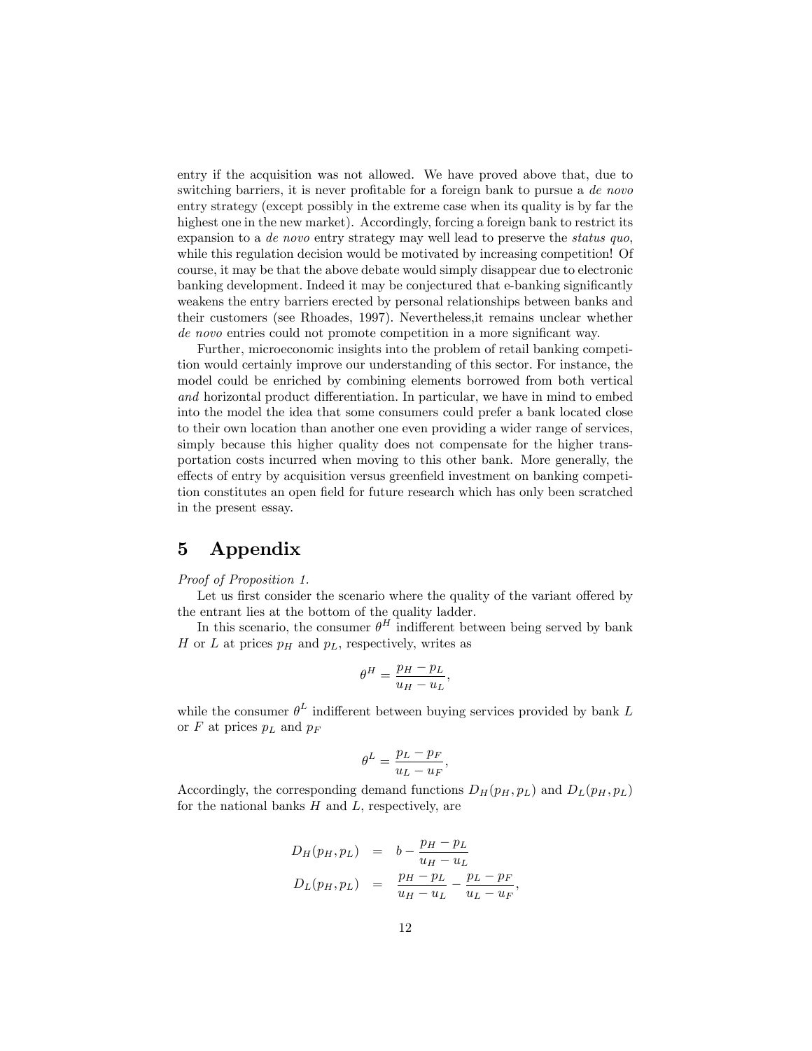entry if the acquisition was not allowed. We have proved above that, due to switching barriers, it is never profitable for a foreign bank to pursue a *de novo* entry strategy (except possibly in the extreme case when its quality is by far the highest one in the new market). Accordingly, forcing a foreign bank to restrict its expansion to a *de novo* entry strategy may well lead to preserve the *status quo*, while this regulation decision would be motivated by increasing competition! Of course, it may be that the above debate would simply disappear due to electronic banking development. Indeed it may be conjectured that e-banking significantly weakens the entry barriers erected by personal relationships between banks and their customers (see Rhoades, 1997). Nevertheless,it remains unclear whether *de novo* entries could not promote competition in a more significant way.

Further, microeconomic insights into the problem of retail banking competition would certainly improve our understanding of this sector. For instance, the model could be enriched by combining elements borrowed from both vertical *and* horizontal product differentiation. In particular, we have in mind to embed into the model the idea that some consumers could prefer a bank located close to their own location than another one even providing a wider range of services, simply because this higher quality does not compensate for the higher transportation costs incurred when moving to this other bank. More generally, the effects of entry by acquisition versus greenfield investment on banking competition constitutes an open field for future research which has only been scratched in the present essay.

# 5 Appendix

*Proof of Proposition 1.*

Let us first consider the scenario where the quality of the variant offered by the entrant lies at the bottom of the quality ladder.

In this scenario, the consumer $\theta^H$ indifferent between being served by bank $H$ or $L$ at prices $p_H$ and $p_L$, respectively, writes as

$$\theta^H = \frac{p_H - p_L}{u_H - u_L},$$

while the consumer $\theta^L$ indifferent between buying services provided by bank $L$ or $F$ at prices $p_L$ and $p_F$

$$\theta^L = \frac{p_L - p_F}{u_L - u_F},$$

Accordingly, the corresponding demand functions $D_H(p_H, p_L)$ and $D_L(p_H, p_L)$ for the national banks $H$ and $L$, respectively, are

$$\begin{aligned} D_H(p_H, p_L) &= b - \frac{p_H - p_L}{u_H - u_L} \\ D_L(p_H, p_L) &= \frac{p_H - p_L}{u_H - u_L} - \frac{p_L - p_F}{u_L - u_F}, \end{aligned}$$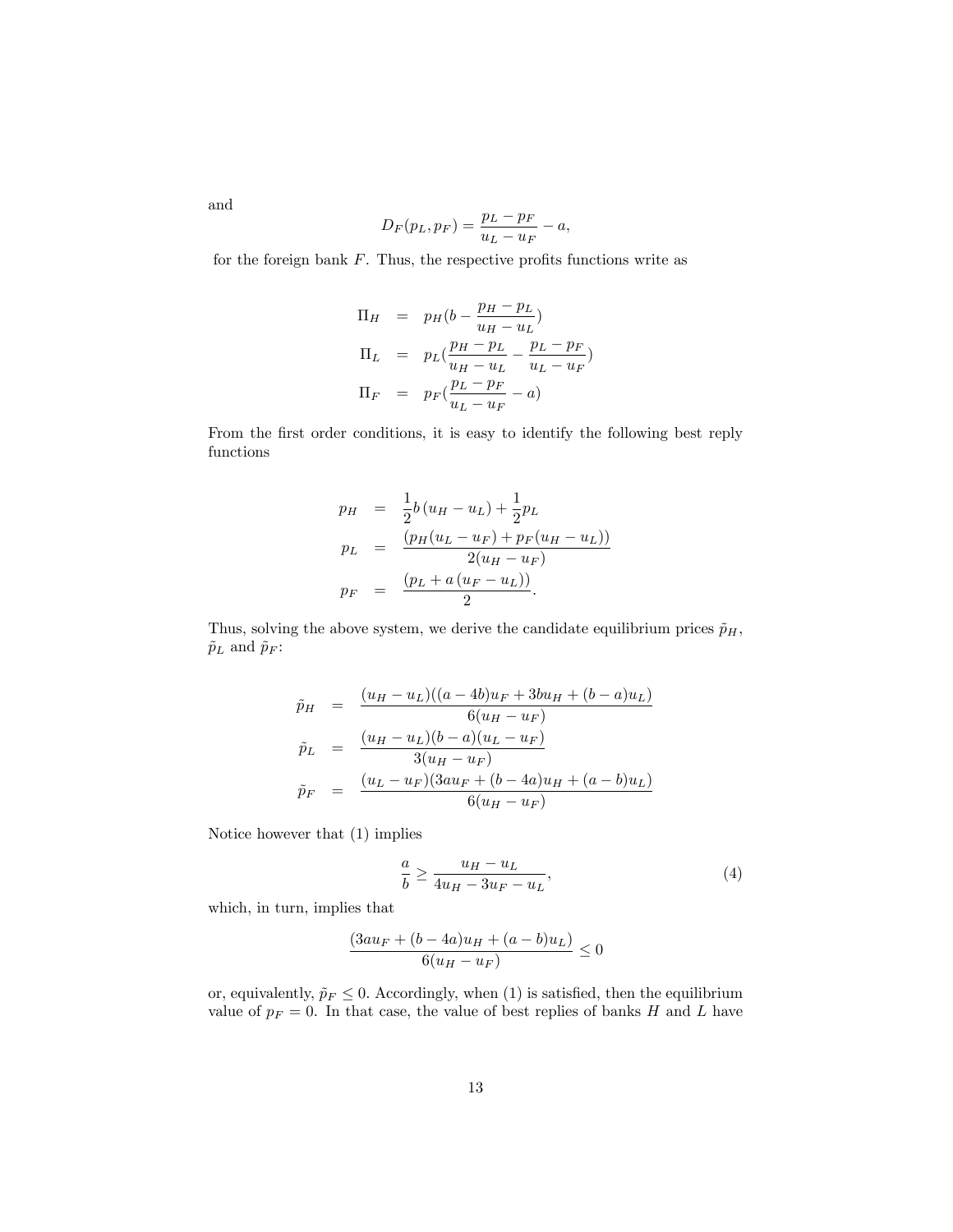and

$$D_F(p_L, p_F) = \frac{p_L - p_F}{u_L - u_F} - a,$$

for the foreign bank $F$. Thus, the respective profits functions write as

$$\begin{aligned}
\Pi_H &= p_H(b - \frac{p_H - p_L}{u_H - u_L}) \\
\Pi_L &= p_L(\frac{p_H - p_L}{u_H - u_L} - \frac{p_L - p_F}{u_L - u_F}) \\
\Pi_F &= p_F(\frac{p_L - p_F}{u_L - u_F} - a)
\end{aligned}$$

From the first order conditions, it is easy to identify the following best reply functions

$$\begin{aligned}
p_H &= \frac{1}{2}b\,(u_H - u_L) + \frac{1}{2}p_L \\
p_L &= \frac{(p_H(u_L - u_F) + p_F(u_H - u_L))}{2(u_H - u_F)} \\
p_F &= \frac{(p_L + a\,(u_F - u_L))}{2}.
\end{aligned}$$

Thus, solving the above system, we derive the candidate equilibrium prices $\tilde{p}_H$, $\tilde{p}_L$ and $\tilde{p}_F$:

$$\begin{aligned}
\tilde{p}_H &= \frac{(u_H - u_L)((a - 4b)u_F + 3bu_H + (b - a)u_L)}{6(u_H - u_F)} \\
\tilde{p}_L &= \frac{(u_H - u_L)(b - a)(u_L - u_F)}{3(u_H - u_F)} \\
\tilde{p}_F &= \frac{(u_L - u_F)(3au_F + (b - 4a)u_H + (a - b)u_L)}{6(u_H - u_F)}
\end{aligned}$$

Notice however that (1) implies

$$\frac{a}{b} \geq \frac{u_H - u_L}{4u_H - 3u_F - u_L}, \tag{4}$$

which, in turn, implies that

$$\frac{(3au_F + (b - 4a)u_H + (a - b)u_L)}{6(u_H - u_F)} \leq 0$$

or, equivalently, $\tilde{p}_F \leq 0$. Accordingly, when (1) is satisfied, then the equilibrium value of $p_F = 0$. In that case, the value of best replies of banks $H$ and $L$ have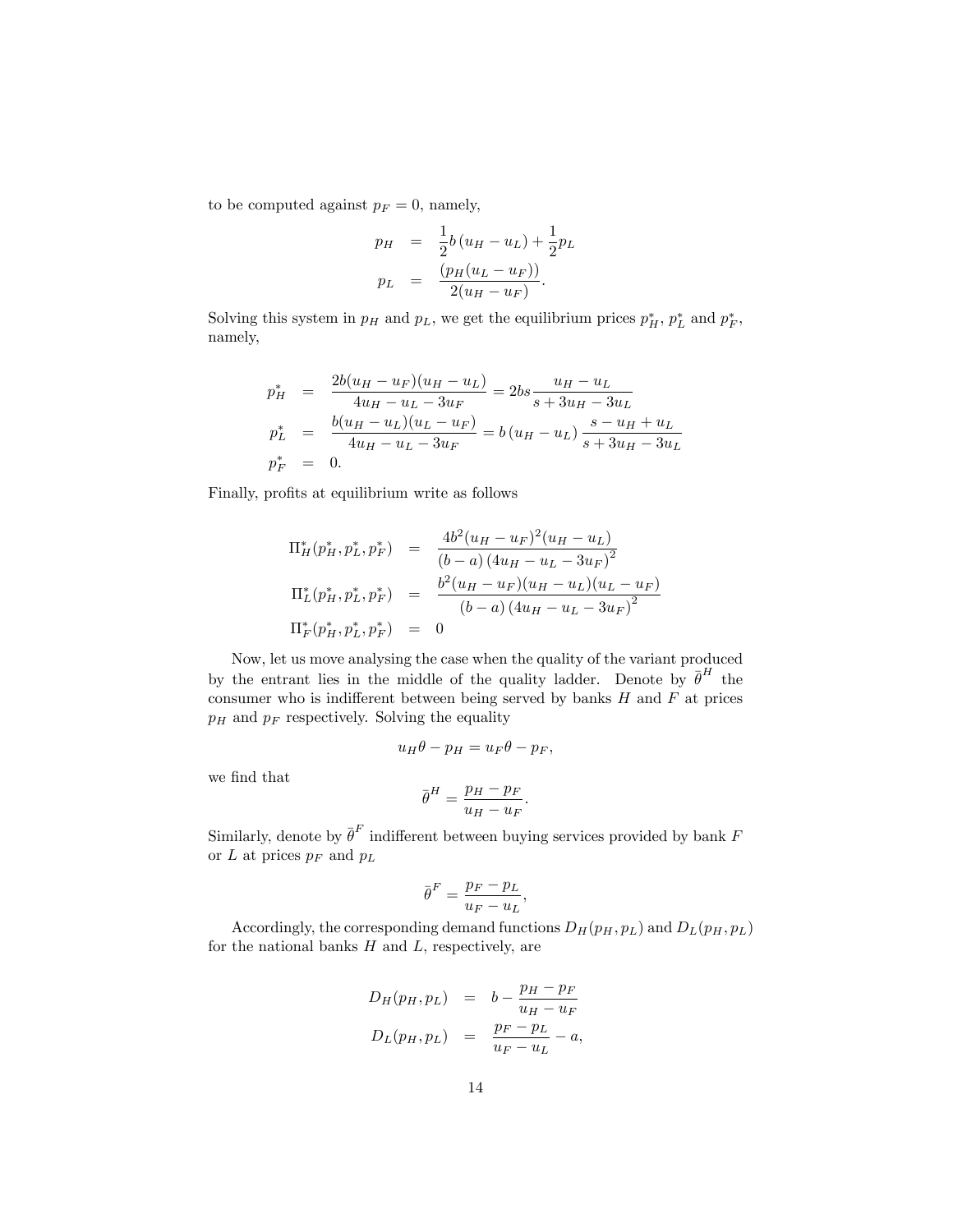to be computed against $p_F = 0$, namely,

$$
\begin{aligned}
p_H &= \frac{1}{2} b\left(u_H - u_L\right) + \frac{1}{2} p_L \\
p_L &= \frac{\left(p_H (u_L - u_F)\right)}{2(u_H - u_F)}.
\end{aligned}
$$

Solving this system in $p_H$ and $p_L$, we get the equilibrium prices $p_H^*$, $p_L^*$ and $p_F^*$, namely,

$$
\begin{aligned}
p_H^* &= \frac{2b(u_H - u_F)(u_H - u_L)}{4u_H - u_L - 3u_F} = 2bs\frac{u_H - u_L}{s + 3u_H - 3u_L} \\
p_L^* &= \frac{b(u_H - u_L)(u_L - u_F)}{4u_H - u_L - 3u_F} = b\left(u_H - u_L\right)\frac{s - u_H + u_L}{s + 3u_H - 3u_L} \\
p_F^* &= 0.
\end{aligned}
$$

Finally, profits at equilibrium write as follows

$$
\begin{aligned}
\Pi_H^*(p_H^*, p_L^*, p_F^*) &= \frac{4b^2(u_H - u_F)^2(u_H - u_L)}{(b-a)\left(4u_H - u_L - 3u_F\right)^2} \\
\Pi_L^*(p_H^*, p_L^*, p_F^*) &= \frac{b^2(u_H - u_F)(u_H - u_L)(u_L - u_F)}{(b-a)\left(4u_H - u_L - 3u_F\right)^2} \\
\Pi_F^*(p_H^*, p_L^*, p_F^*) &= 0
\end{aligned}
$$

Now, let us move analysing the case when the quality of the variant produced by the entrant lies in the middle of the quality ladder. Denote by $\bar{\theta}^H$ the consumer who is indifferent between being served by banks $H$ and $F$ at prices $p_H$ and $p_F$ respectively. Solving the equality

$$
u_H\theta - p_H = u_F\theta - p_F,
$$

we find that

$$
\bar{\theta}^H = \frac{p_H - p_F}{u_H - u_F}.
$$

Similarly, denote by $\bar{\theta}^F$ indifferent between buying services provided by bank $F$ or $L$ at prices $p_F$ and $p_L$

$$
\bar{\theta}^F = \frac{p_F - p_L}{u_F - u_L},
$$

Accordingly, the corresponding demand functions $D_H(p_H, p_L)$ and $D_L(p_H, p_L)$ for the national banks $H$ and $L$, respectively, are

$$
\begin{aligned}
D_H(p_H, p_L) &= b - \frac{p_H - p_F}{u_H - u_F} \\
D_L(p_H, p_L) &= \frac{p_F - p_L}{u_F - u_L} - a,
\end{aligned}
$$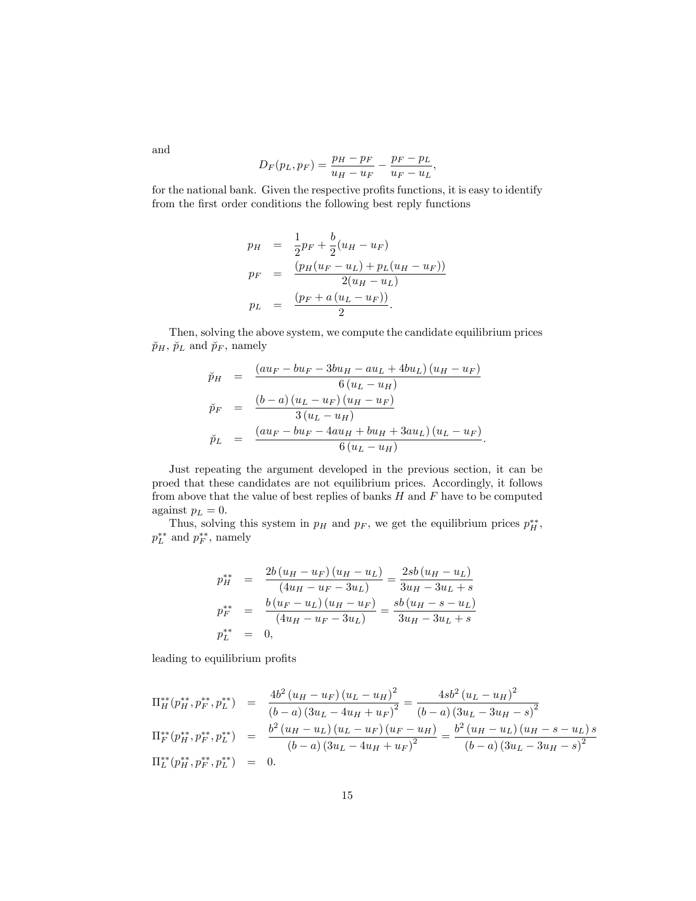and

$$D_F(p_L, p_F) = \frac{p_H - p_F}{u_H - u_F} - \frac{p_F - p_L}{u_F - u_L},$$

for the national bank. Given the respective profits functions, it is easy to identify from the first order conditions the following best reply functions

$$\begin{aligned}
p_H &= \frac{1}{2}p_F + \frac{b}{2}(u_H - u_F) \\
p_F &= \frac{(p_H(u_F - u_L) + p_L(u_H - u_F))}{2(u_H - u_L)} \\
p_L &= \frac{(p_F + a\,(u_L - u_F))}{2}.
\end{aligned}$$

Then, solving the above system, we compute the candidate equilibrium prices $\breve{p}_H$, $\breve{p}_L$ and $\breve{p}_F$, namely

$$\begin{aligned}
\breve{p}_H &= \frac{(au_F - bu_F - 3bu_H - au_L + 4bu_L)\,(u_H - u_F)}{6\,(u_L - u_H)} \\
\breve{p}_F &= \frac{(b - a)\,(u_L - u_F)\,(u_H - u_F)}{3\,(u_L - u_H)} \\
\breve{p}_L &= \frac{(au_F - bu_F - 4au_H + bu_H + 3au_L)\,(u_L - u_F)}{6\,(u_L - u_H)}.
\end{aligned}$$

Just repeating the argument developed in the previous section, it can be proed that these candidates are not equilibrium prices. Accordingly, it follows from above that the value of best replies of banks $H$ and $F$ have to be computed against $p_L = 0$.

Thus, solving this system in $p_H$ and $p_F$, we get the equilibrium prices $p_H^{**}$, $p_L^{**}$ and $p_F^{**}$, namely

$$\begin{aligned}
p_H^{**} &= \frac{2b\,(u_H - u_F)\,(u_H - u_L)}{(4u_H - u_F - 3u_L)} = \frac{2sb\,(u_H - u_L)}{3u_H - 3u_L + s} \\
p_F^{**} &= \frac{b\,(u_F - u_L)\,(u_H - u_F)}{(4u_H - u_F - 3u_L)} = \frac{sb\,(u_H - s - u_L)}{3u_H - 3u_L + s} \\
p_L^{**} &= 0,
\end{aligned}$$

leading to equilibrium profits

$$\begin{aligned}
\Pi_H^{**}(p_H^{**}, p_F^{**}, p_L^{**}) &= \frac{4b^2\,(u_H - u_F)\,(u_L - u_H)^2}{(b - a)\,(3u_L - 4u_H + u_F)^2} = \frac{4sb^2\,(u_L - u_H)^2}{(b - a)\,(3u_L - 3u_H - s)^2} \\
\Pi_F^{**}(p_H^{**}, p_F^{**}, p_L^{**}) &= \frac{b^2\,(u_H - u_L)\,(u_L - u_F)\,(u_F - u_H)}{(b - a)\,(3u_L - 4u_H + u_F)^2} = \frac{b^2\,(u_H - u_L)\,(u_H - s - u_L)\,s}{(b - a)\,(3u_L - 3u_H - s)^2} \\
\Pi_L^{**}(p_H^{**}, p_F^{**}, p_L^{**}) &= 0.
\end{aligned}$$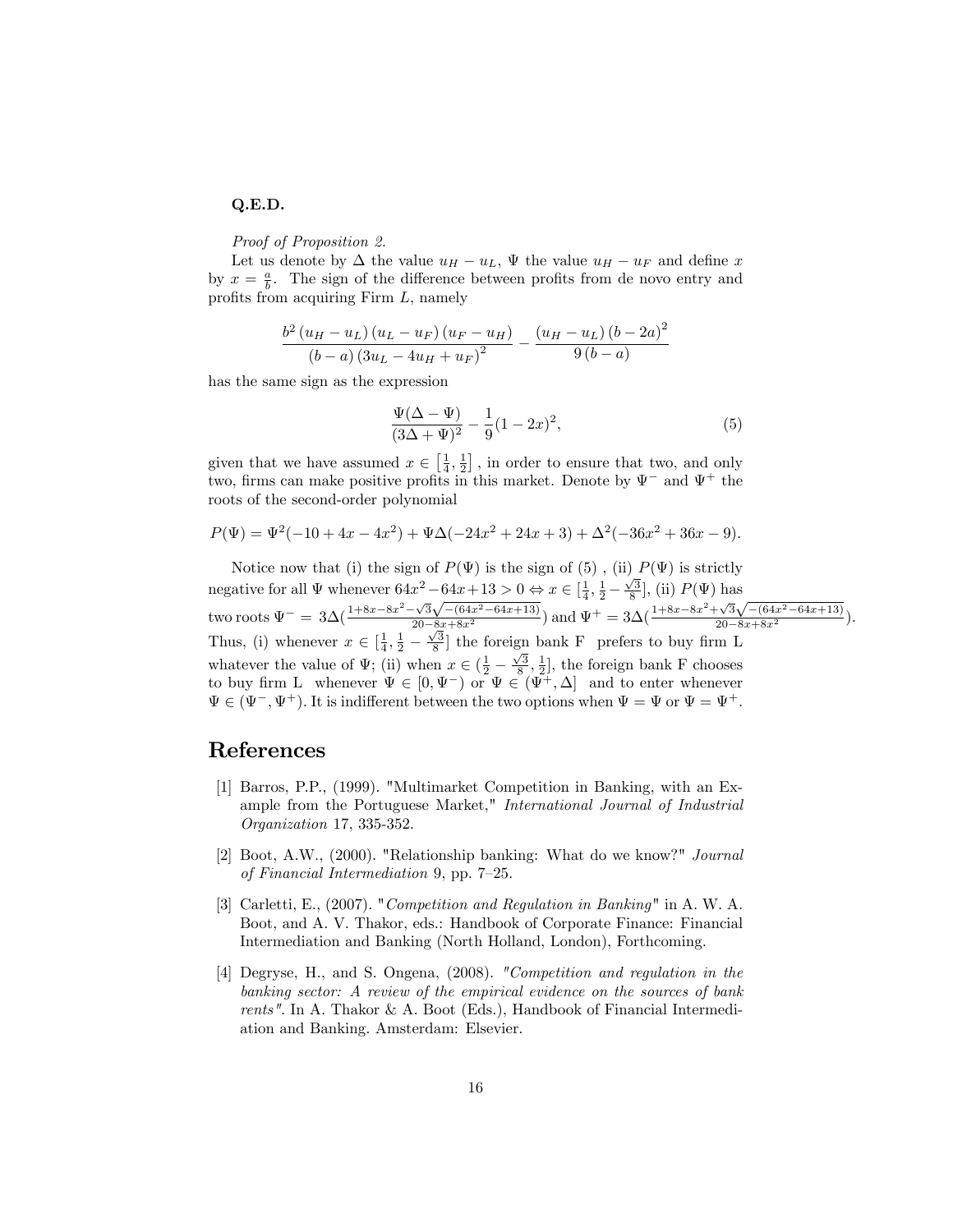**Q.E.D.**

*Proof of Proposition 2.*

Let us denote by $\Delta$ the value $u_H - u_L$, $\Psi$ the value $u_H - u_F$ and define $x$ by $x = \frac{a}{b}$. The sign of the difference between profits from de novo entry and profits from acquiring Firm $L$, namely

$$\frac{b^2 (u_H - u_L)(u_L - u_F)(u_F - u_H)}{(b-a)(3u_L - 4u_H + u_F)^2} - \frac{(u_H - u_L)(b-2a)^2}{9(b-a)}$$

has the same sign as the expression

$$\frac{\Psi(\Delta - \Psi)}{(3\Delta + \Psi)^2} - \frac{1}{9}(1-2x)^2, \tag{5}$$

given that we have assumed $x \in \left[\frac{1}{4}, \frac{1}{2}\right]$, in order to ensure that two, and only two, firms can make positive profits in this market. Denote by $\Psi^-$ and $\Psi^+$ the roots of the second-order polynomial

$$P(\Psi) = \Psi^2(-10 + 4x - 4x^2) + \Psi\Delta(-24x^2 + 24x + 3) + \Delta^2(-36x^2 + 36x - 9).$$

Notice now that (i) the sign of $P(\Psi)$ is the sign of (5), (ii) $P(\Psi)$ is strictly negative for all $\Psi$ whenever $64x^2 - 64x + 13 > 0 \Leftrightarrow x \in [\frac{1}{4}, \frac{1}{2} - \frac{\sqrt{3}}{8}]$, (ii) $P(\Psi)$ has two roots $\Psi^- = 3\Delta(\frac{1+8x-8x^2-\sqrt{3}\sqrt{-(64x^2-64x+13)}}{20-8x+8x^2})$ and $\Psi^+ = 3\Delta(\frac{1+8x-8x^2+\sqrt{3}\sqrt{-(64x^2-64x+13)}}{20-8x+8x^2})$. Thus, (i) whenever $x \in [\frac{1}{4}, \frac{1}{2} - \frac{\sqrt{3}}{8}]$ the foreign bank F prefers to buy firm L whatever the value of $\Psi$; (ii) when $x \in (\frac{1}{2} - \frac{\sqrt{3}}{8}, \frac{1}{2}]$, the foreign bank F chooses to buy firm L whenever $\Psi \in [0, \Psi^-)$ or $\Psi \in (\Psi^+, \Delta]$ and to enter whenever $\Psi \in (\Psi^-, \Psi^+)$. It is indifferent between the two options when $\Psi = \Psi$ or $\Psi = \Psi^+$.

## References

[1] Barros, P.P., (1999). "Multimarket Competition in Banking, with an Example from the Portuguese Market," *International Journal of Industrial Organization* 17, 335-352.

[2] Boot, A.W., (2000). "Relationship banking: What do we know?" *Journal of Financial Intermediation* 9, pp. 7–25.

[3] Carletti, E., (2007). "*Competition and Regulation in Banking*" in A. W. A. Boot, and A. V. Thakor, eds.: Handbook of Corporate Finance: Financial Intermediation and Banking (North Holland, London), Forthcoming.

[4] Degryse, H., and S. Ongena, (2008). *"Competition and regulation in the banking sector: A review of the empirical evidence on the sources of bank rents"*. In A. Thakor & A. Boot (Eds.), Handbook of Financial Intermediation and Banking. Amsterdam: Elsevier.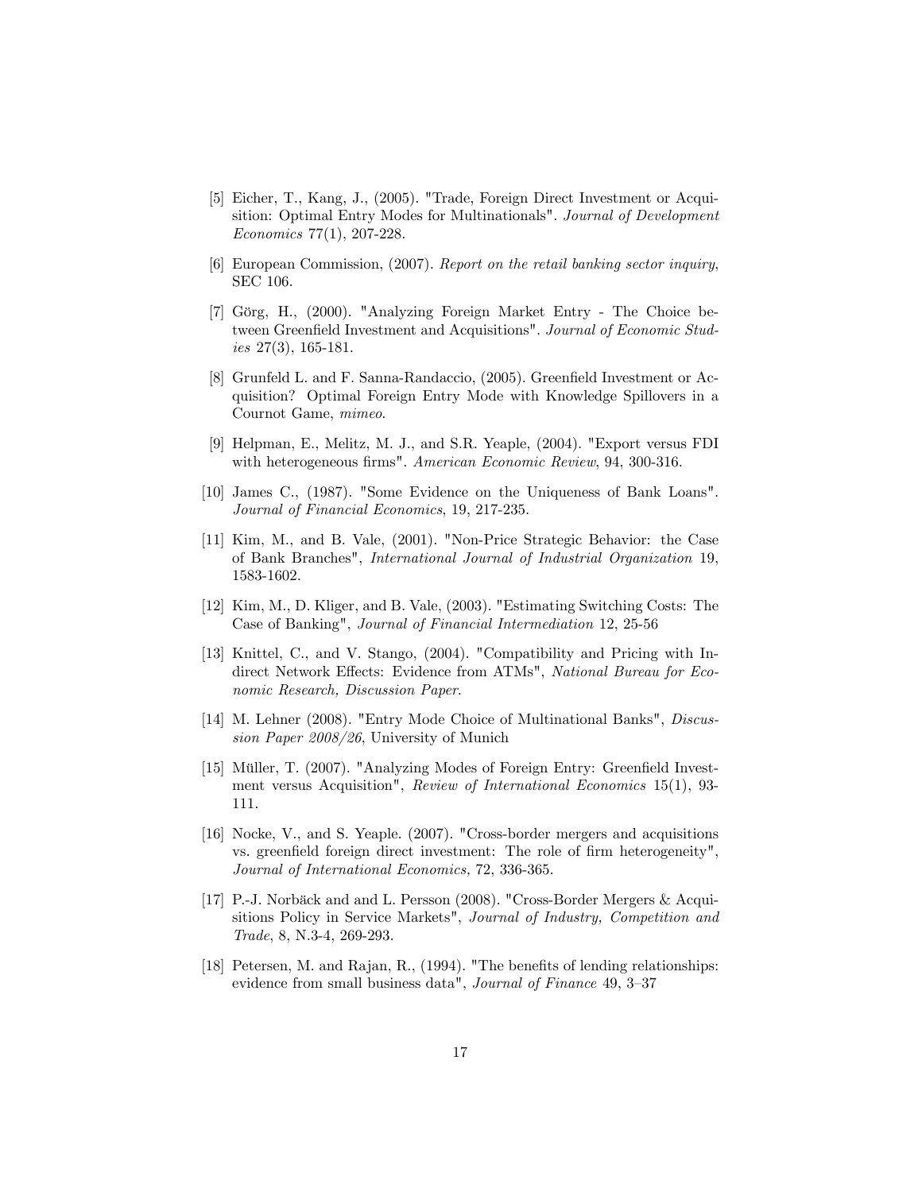[5] Eicher, T., Kang, J., (2005). "Trade, Foreign Direct Investment or Acquisition: Optimal Entry Modes for Multinationals". *Journal of Development Economics* 77(1), 207-228.

[6] European Commission, (2007). *Report on the retail banking sector inquiry*, SEC 106.

[7] Görg, H., (2000). "Analyzing Foreign Market Entry - The Choice between Greenfield Investment and Acquisitions". *Journal of Economic Studies* 27(3), 165-181.

[8] Grunfeld L. and F. Sanna-Randaccio, (2005). Greenfield Investment or Acquisition? Optimal Foreign Entry Mode with Knowledge Spillovers in a Cournot Game, *mimeo*.

[9] Helpman, E., Melitz, M. J., and S.R. Yeaple, (2004). "Export versus FDI with heterogeneous firms". *American Economic Review*, 94, 300-316.

[10] James C., (1987). "Some Evidence on the Uniqueness of Bank Loans". *Journal of Financial Economics*, 19, 217-235.

[11] Kim, M., and B. Vale, (2001). "Non-Price Strategic Behavior: the Case of Bank Branches", *International Journal of Industrial Organization* 19, 1583-1602.

[12] Kim, M., D. Kliger, and B. Vale, (2003). "Estimating Switching Costs: The Case of Banking", *Journal of Financial Intermediation* 12, 25-56

[13] Knittel, C., and V. Stango, (2004). "Compatibility and Pricing with Indirect Network Effects: Evidence from ATMs", *National Bureau for Economic Research, Discussion Paper*.

[14] M. Lehner (2008). "Entry Mode Choice of Multinational Banks", *Discussion Paper 2008/26*, University of Munich

[15] Müller, T. (2007). "Analyzing Modes of Foreign Entry: Greenfield Investment versus Acquisition", *Review of International Economics* 15(1), 93-111.

[16] Nocke, V., and S. Yeaple. (2007). "Cross-border mergers and acquisitions vs. greenfield foreign direct investment: The role of firm heterogeneity", *Journal of International Economics,* 72, 336-365.

[17] P.-J. Norbäck and and L. Persson (2008). "Cross-Border Mergers & Acquisitions Policy in Service Markets", *Journal of Industry, Competition and Trade*, 8, N.3-4, 269-293.

[18] Petersen, M. and Rajan, R., (1994). "The benefits of lending relationships: evidence from small business data", *Journal of Finance* 49, 3–37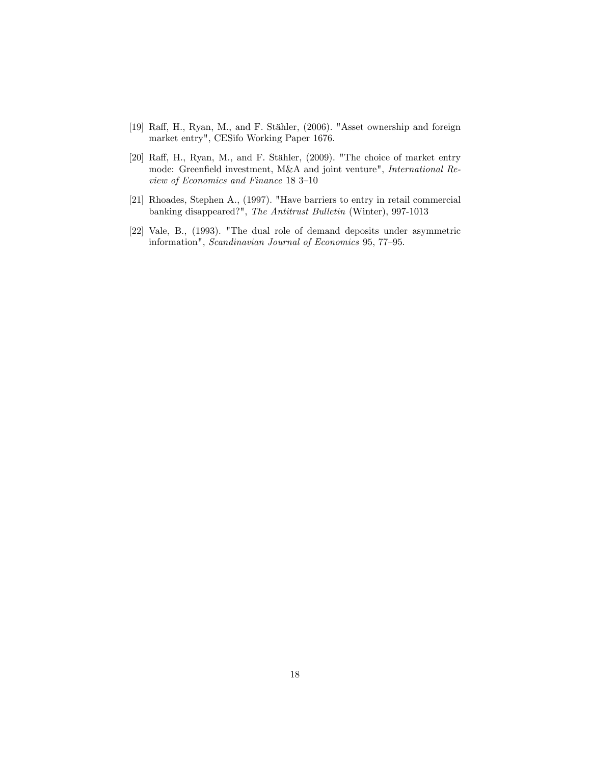[19] Raff, H., Ryan, M., and F. Stähler, (2006). "Asset ownership and foreign market entry", CESifo Working Paper 1676.

[20] Raff, H., Ryan, M., and F. Stähler, (2009). "The choice of market entry mode: Greenfield investment, M&A and joint venture", *International Review of Economics and Finance* 18 3–10

[21] Rhoades, Stephen A., (1997). "Have barriers to entry in retail commercial banking disappeared?", *The Antitrust Bulletin* (Winter), 997-1013

[22] Vale, B., (1993). "The dual role of demand deposits under asymmetric information", *Scandinavian Journal of Economics* 95, 77–95.